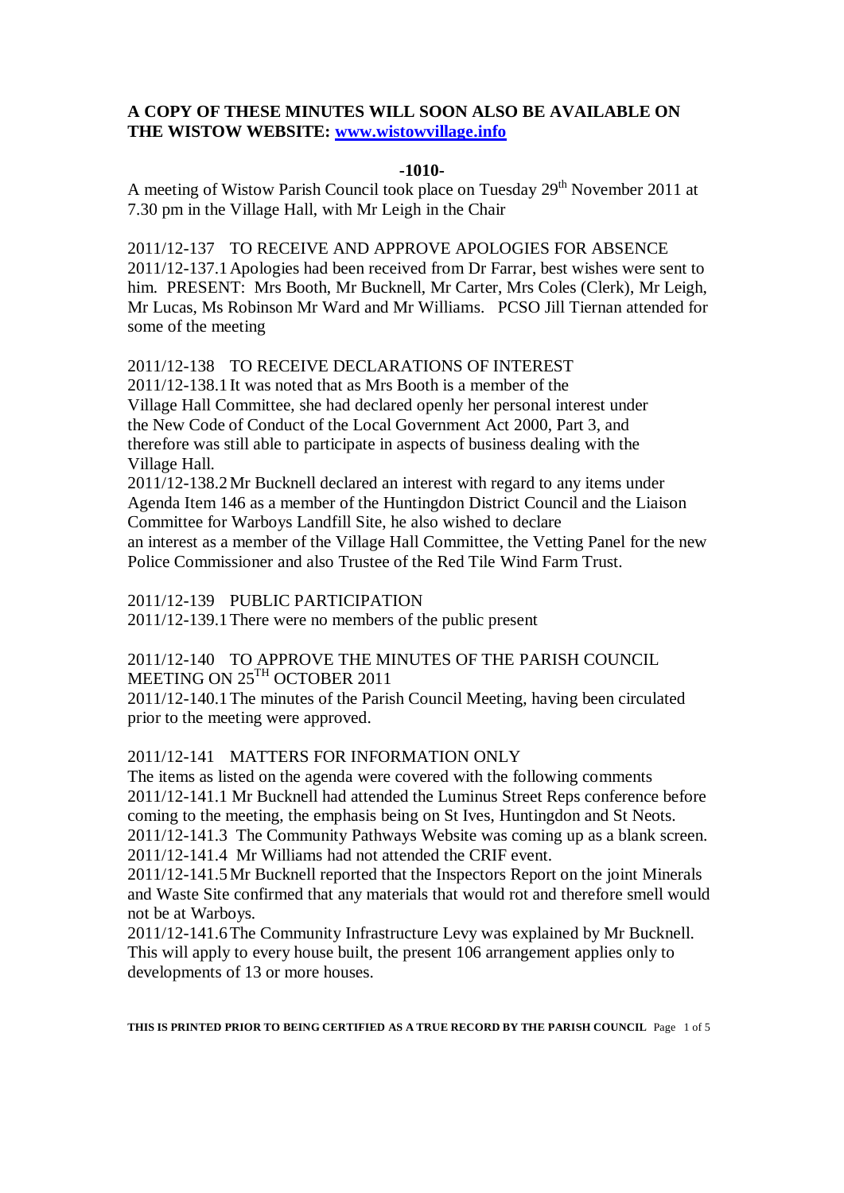**A COPY OF THESE MINUTES WILL SOON ALSO BE AVAILABLE ON THE WISTOW WEBSITE: [www.wistowvillage.info](http://www.wistowvillage.info)**

**-1010-**

A meeting of Wistow Parish Council took place on Tuesday 29th November 2011 at 7.30 pm in the Village Hall, with Mr Leigh in the Chair

2011/12-137 TO RECEIVE AND APPROVE APOLOGIES FOR ABSENCE

2011/12-137.1 Apologies had been received from Dr Farrar, best wishes were sent to him. PRESENT: Mrs Booth, Mr Bucknell, Mr Carter, Mrs Coles (Clerk), Mr Leigh, Mr Lucas, Ms Robinson Mr Ward and Mr Williams. PCSO Jill Tiernan attended for some of the meeting

2011/12-138 TO RECEIVE DECLARATIONS OF INTEREST

2011/12-138.1 It was noted that as Mrs Booth is a member of the Village Hall Committee, she had declared openly her personal interest under the New Code of Conduct of the Local Government Act 2000, Part 3, and therefore was still able to participate in aspects of business dealing with the Village Hall.

2011/12-138.2 Mr Bucknell declared an interest with regard to any items under Agenda Item 146 as a member of the Huntingdon District Council and the Liaison Committee for Warboys Landfill Site, he also wished to declare an interest as a member of the Village Hall Committee, the Vetting Panel for the new Police Commissioner and also Trustee of the Red Tile Wind Farm Trust.

2011/12-139 PUBLIC PARTICIPATION

2011/12-139.1 There were no members of the public present

2011/12-140 TO APPROVE THE MINUTES OF THE PARISH COUNCIL MEETING ON 25TH OCTOBER 2011

2011/12-140.1 The minutes of the Parish Council Meeting, having been circulated prior to the meeting were approved.

2011/12-141 MATTERS FOR INFORMATION ONLY

The items as listed on the agenda were covered with the following comments

2011/12-141.1 Mr Bucknell had attended the Luminus Street Reps conference before coming to the meeting, the emphasis being on St Ives, Huntingdon and St Neots.

2011/12-141.3 The Community Pathways Website was coming up as a blank screen.

2011/12-141.4 Mr Williams had not attended the CRIF event.

2011/12-141.5 Mr Bucknell reported that the Inspectors Report on the joint Minerals and Waste Site confirmed that any materials that would rot and therefore smell would not be at Warboys.

2011/12-141.6 The Community Infrastructure Levy was explained by Mr Bucknell. This will apply to every house built, the present 106 arrangement applies only to developments of 13 or more houses.

**THIS IS PRINTED PRIOR TO BEING CERTIFIED AS A TRUE RECORD BY THE PARISH COUNCIL**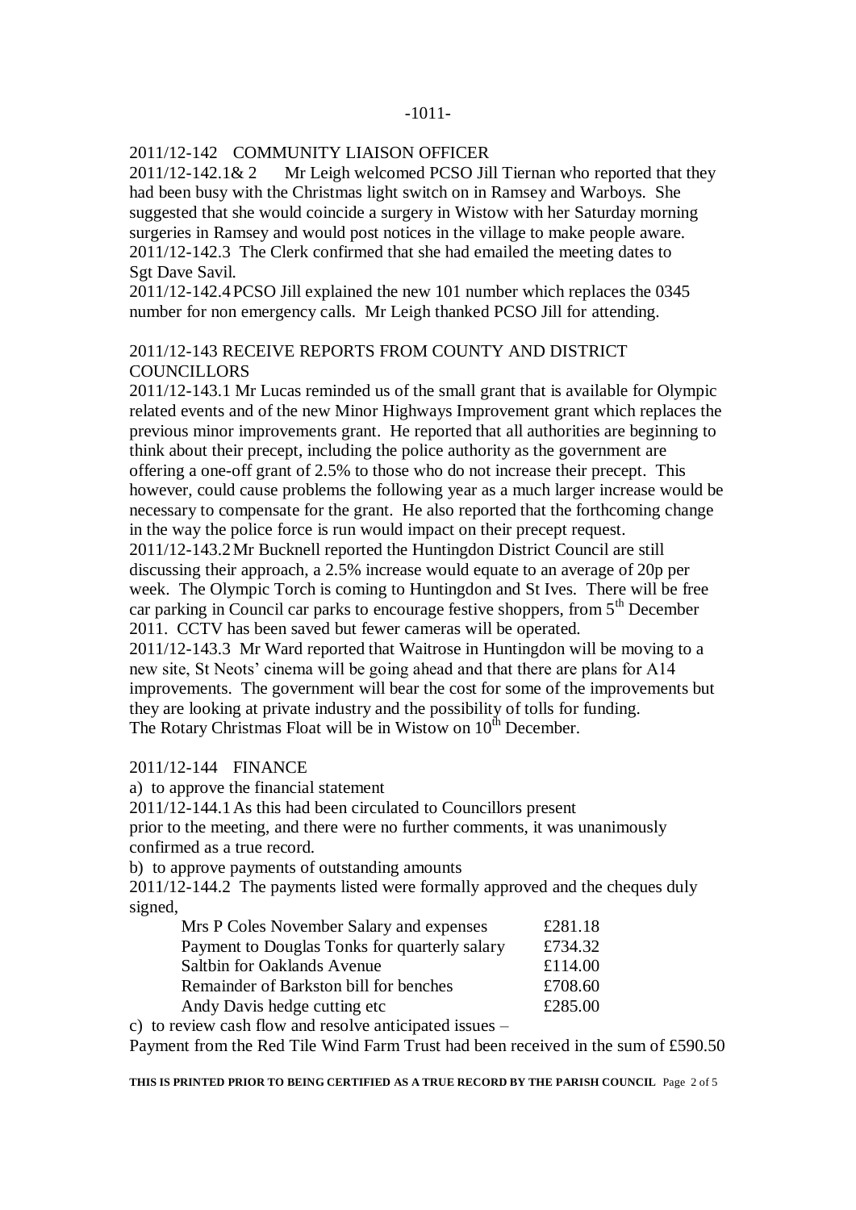-1011-

2011/12-142 COMMUNITY LIAISON OFFICER

2011/12-142.1& 2 Mr Leigh welcomed PCSO Jill Tiernan who reported that they had been busy with the Christmas light switch on in Ramsey and Warboys. She suggested that she would coincide a surgery in Wistow with her Saturday morning surgeries in Ramsey and would post notices in the village to make people aware.

2011/12-142.3 The Clerk confirmed that she had emailed the meeting dates to Sgt Dave Savil.

2011/12-142.4 PCSO Jill explained the new 101 number which replaces the 0345 number for non emergency calls. Mr Leigh thanked PCSO Jill for attending.

2011/12-143 RECEIVE REPORTS FROM COUNTY AND DISTRICT COUNCILLORS

2011/12-143.1 Mr Lucas reminded us of the small grant that is available for Olympic related events and of the new Minor Highways Improvement grant which replaces the previous minor improvements grant. He reported that all authorities are beginning to think about their precept, including the police authority as the government are offering a one-off grant of 2.5% to those who do not increase their precept. This however, could cause problems the following year as a much larger increase would be necessary to compensate for the grant. He also reported that the forthcoming change in the way the police force is run would impact on their precept request.

2011/12-143.2 Mr Bucknell reported the Huntingdon District Council are still discussing their approach, a 2.5% increase would equate to an average of 20p per week. The Olympic Torch is coming to Huntingdon and St Ives. There will be free car parking in Council car parks to encourage festive shoppers, from 5th December 2011. CCTV has been saved but fewer cameras will be operated.

2011/12-143.3 Mr Ward reported that Waitrose in Huntingdon will be moving to a new site, St Neots' cinema will be going ahead and that there are plans for A14 improvements. The government will bear the cost for some of the improvements but they are looking at private industry and the possibility of tolls for funding.
The Rotary Christmas Float will be in Wistow on 10th December.

2011/12-144 FINANCE

a) to approve the financial statement

2011/12-144.1 As this had been circulated to Councillors present prior to the meeting, and there were no further comments, it was unanimously confirmed as a true record.

b) to approve payments of outstanding amounts

2011/12-144.2 The payments listed were formally approved and the cheques duly signed,

| | |
|---|---|
| Mrs P Coles November Salary and expenses | £281.18 |
| Payment to Douglas Tonks for quarterly salary | £734.32 |
| Saltbin for Oaklands Avenue | £114.00 |
| Remainder of Barkston bill for benches | £708.60 |
| Andy Davis hedge cutting etc | £285.00 |

c) to review cash flow and resolve anticipated issues –

Payment from the Red Tile Wind Farm Trust had been received in the sum of £590.50

**THIS IS PRINTED PRIOR TO BEING CERTIFIED AS A TRUE RECORD BY THE PARISH COUNCIL**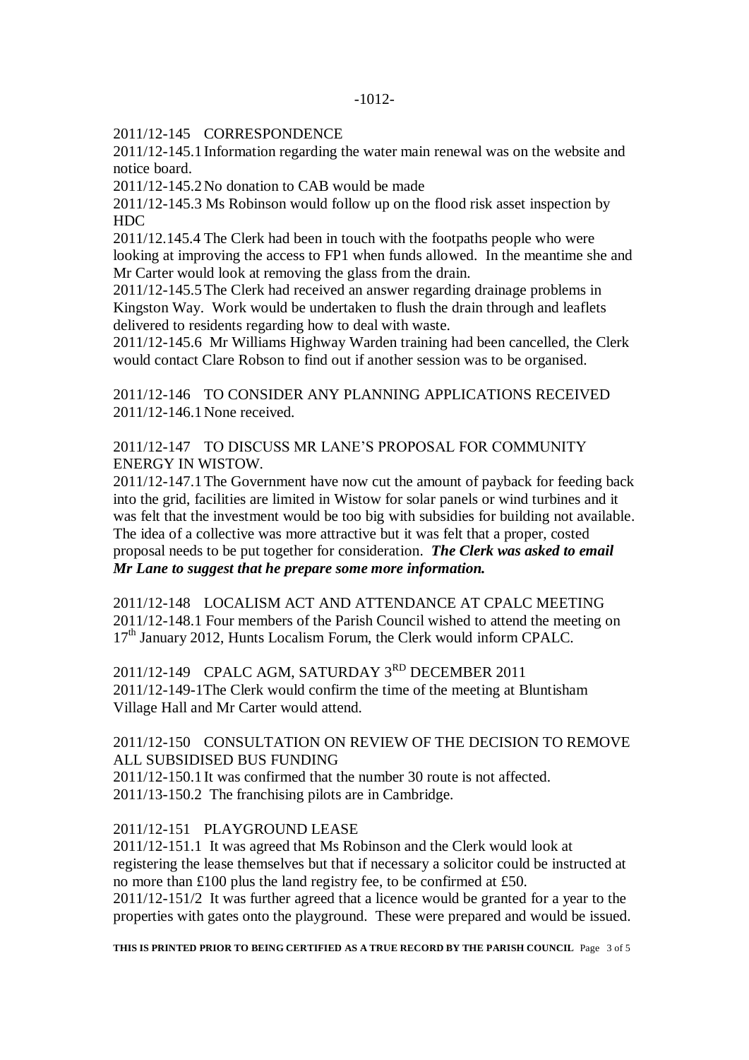2011/12-145 CORRESPONDENCE

2011/12-145.1 Information regarding the water main renewal was on the website and notice board.

2011/12-145.2 No donation to CAB would be made

2011/12-145.3 Ms Robinson would follow up on the flood risk asset inspection by HDC

2011/12.145.4 The Clerk had been in touch with the footpaths people who were looking at improving the access to FP1 when funds allowed. In the meantime she and Mr Carter would look at removing the glass from the drain.

2011/12-145.5 The Clerk had received an answer regarding drainage problems in Kingston Way. Work would be undertaken to flush the drain through and leaflets delivered to residents regarding how to deal with waste.

2011/12-145.6 Mr Williams Highway Warden training had been cancelled, the Clerk would contact Clare Robson to find out if another session was to be organised.

2011/12-146 TO CONSIDER ANY PLANNING APPLICATIONS RECEIVED

2011/12-146.1 None received.

2011/12-147 TO DISCUSS MR LANE'S PROPOSAL FOR COMMUNITY ENERGY IN WISTOW.

2011/12-147.1 The Government have now cut the amount of payback for feeding back into the grid, facilities are limited in Wistow for solar panels or wind turbines and it was felt that the investment would be too big with subsidies for building not available. The idea of a collective was more attractive but it was felt that a proper, costed proposal needs to be put together for consideration. ***The Clerk was asked to email Mr Lane to suggest that he prepare some more information.***

2011/12-148 LOCALISM ACT AND ATTENDANCE AT CPALC MEETING

2011/12-148.1 Four members of the Parish Council wished to attend the meeting on 17th January 2012, Hunts Localism Forum, the Clerk would inform CPALC.

2011/12-149 CPALC AGM, SATURDAY 3RD DECEMBER 2011

2011/12-149-1The Clerk would confirm the time of the meeting at Bluntisham Village Hall and Mr Carter would attend.

2011/12-150 CONSULTATION ON REVIEW OF THE DECISION TO REMOVE ALL SUBSIDISED BUS FUNDING

2011/12-150.1 It was confirmed that the number 30 route is not affected.

2011/13-150.2 The franchising pilots are in Cambridge.

2011/12-151 PLAYGROUND LEASE

2011/12-151.1 It was agreed that Ms Robinson and the Clerk would look at registering the lease themselves but that if necessary a solicitor could be instructed at no more than £100 plus the land registry fee, to be confirmed at £50.

2011/12-151/2 It was further agreed that a licence would be granted for a year to the properties with gates onto the playground. These were prepared and would be issued.

**THIS IS PRINTED PRIOR TO BEING CERTIFIED AS A TRUE RECORD BY THE PARISH COUNCIL**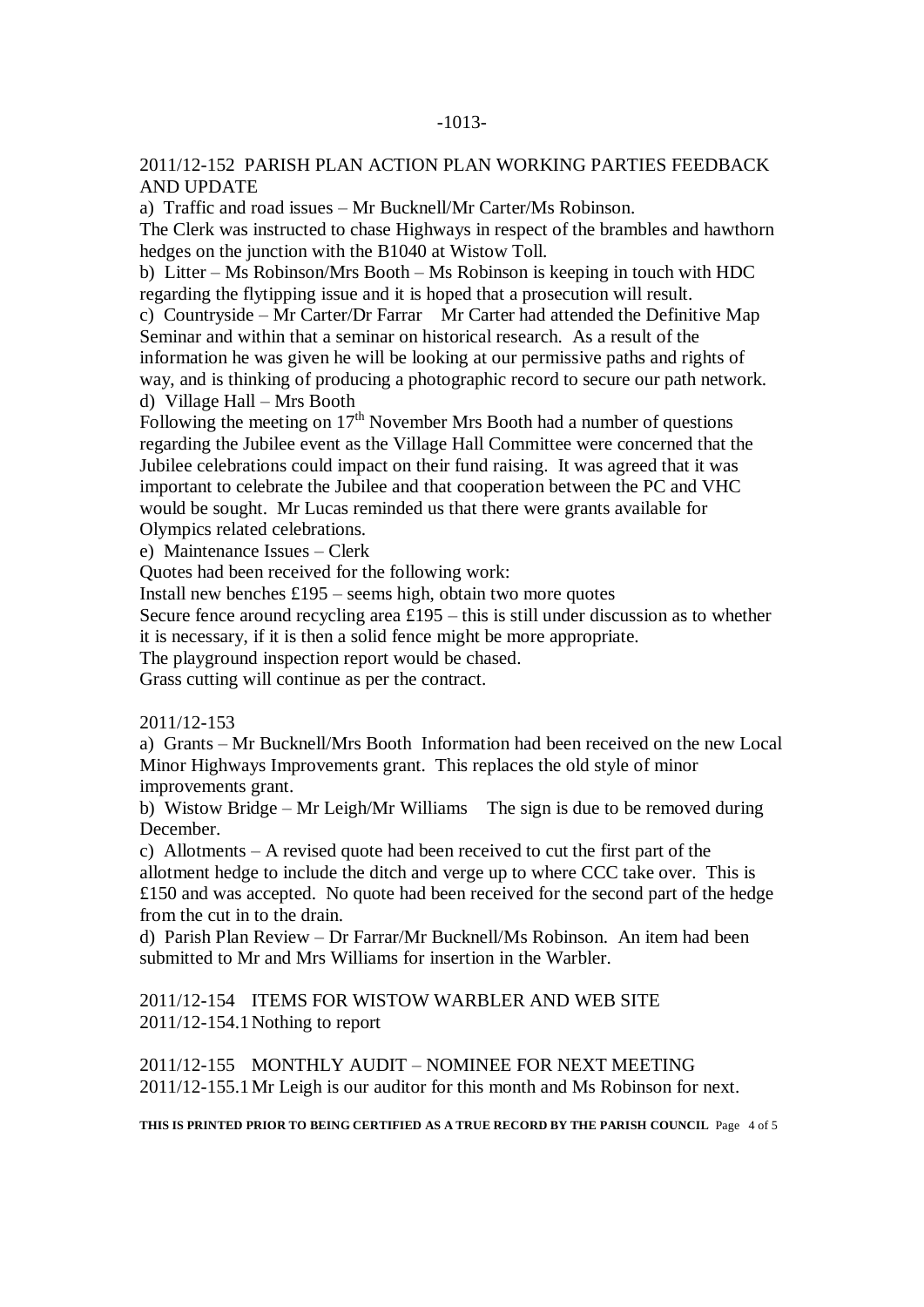2011/12-152 PARISH PLAN ACTION PLAN WORKING PARTIES FEEDBACK AND UPDATE

a) Traffic and road issues – Mr Bucknell/Mr Carter/Ms Robinson.
The Clerk was instructed to chase Highways in respect of the brambles and hawthorn hedges on the junction with the B1040 at Wistow Toll.

b) Litter – Ms Robinson/Mrs Booth – Ms Robinson is keeping in touch with HDC regarding the flytipping issue and it is hoped that a prosecution will result.

c) Countryside – Mr Carter/Dr Farrar Mr Carter had attended the Definitive Map Seminar and within that a seminar on historical research. As a result of the information he was given he will be looking at our permissive paths and rights of way, and is thinking of producing a photographic record to secure our path network.

d) Village Hall – Mrs Booth
Following the meeting on 17th November Mrs Booth had a number of questions regarding the Jubilee event as the Village Hall Committee were concerned that the Jubilee celebrations could impact on their fund raising. It was agreed that it was important to celebrate the Jubilee and that cooperation between the PC and VHC would be sought. Mr Lucas reminded us that there were grants available for Olympics related celebrations.

e) Maintenance Issues – Clerk
Quotes had been received for the following work:
Install new benches £195 – seems high, obtain two more quotes
Secure fence around recycling area £195 – this is still under discussion as to whether it is necessary, if it is then a solid fence might be more appropriate.
The playground inspection report would be chased.
Grass cutting will continue as per the contract.

2011/12-153

a) Grants – Mr Bucknell/Mrs Booth Information had been received on the new Local Minor Highways Improvements grant. This replaces the old style of minor improvements grant.

b) Wistow Bridge – Mr Leigh/Mr Williams The sign is due to be removed during December.

c) Allotments – A revised quote had been received to cut the first part of the allotment hedge to include the ditch and verge up to where CCC take over. This is £150 and was accepted. No quote had been received for the second part of the hedge from the cut in to the drain.

d) Parish Plan Review – Dr Farrar/Mr Bucknell/Ms Robinson. An item had been submitted to Mr and Mrs Williams for insertion in the Warbler.

2011/12-154 ITEMS FOR WISTOW WARBLER AND WEB SITE
2011/12-154.1 Nothing to report

2011/12-155 MONTHLY AUDIT – NOMINEE FOR NEXT MEETING
2011/12-155.1 Mr Leigh is our auditor for this month and Ms Robinson for next.

**THIS IS PRINTED PRIOR TO BEING CERTIFIED AS A TRUE RECORD BY THE PARISH COUNCIL**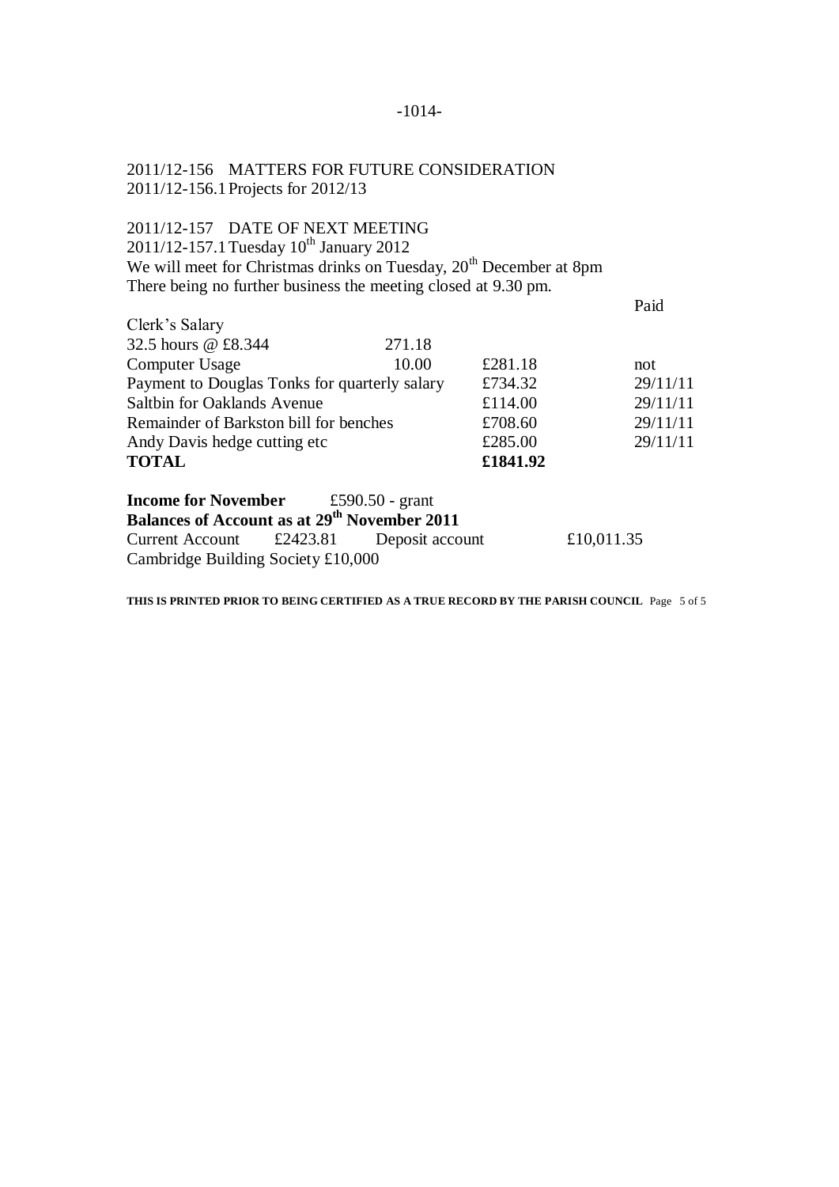2011/12-156 MATTERS FOR FUTURE CONSIDERATION
2011/12-156.1 Projects for 2012/13

2011/12-157 DATE OF NEXT MEETING
2011/12-157.1 Tuesday 10th January 2012
We will meet for Christmas drinks on Tuesday, 20th December at 8pm
There being no further business the meeting closed at 9.30 pm.

| | | | Paid |
|---|---|---|---|
| Clerk's Salary | | | |
| 32.5 hours @ £8.344 | 271.18 | | |
| Computer Usage | 10.00 | £281.18 | not |
| Payment to Douglas Tonks for quarterly salary | | £734.32 | 29/11/11 |
| Saltbin for Oaklands Avenue | | £114.00 | 29/11/11 |
| Remainder of Barkston bill for benches | | £708.60 | 29/11/11 |
| Andy Davis hedge cutting etc | | £285.00 | 29/11/11 |
| **TOTAL** | | **£1841.92** | |

**Income for November** £590.50 - grant

**Balances of Account as at 29th November 2011**

Current Account £2423.81 Deposit account £10,011.35

Cambridge Building Society £10,000

**THIS IS PRINTED PRIOR TO BEING CERTIFIED AS A TRUE RECORD BY THE PARISH COUNCIL**